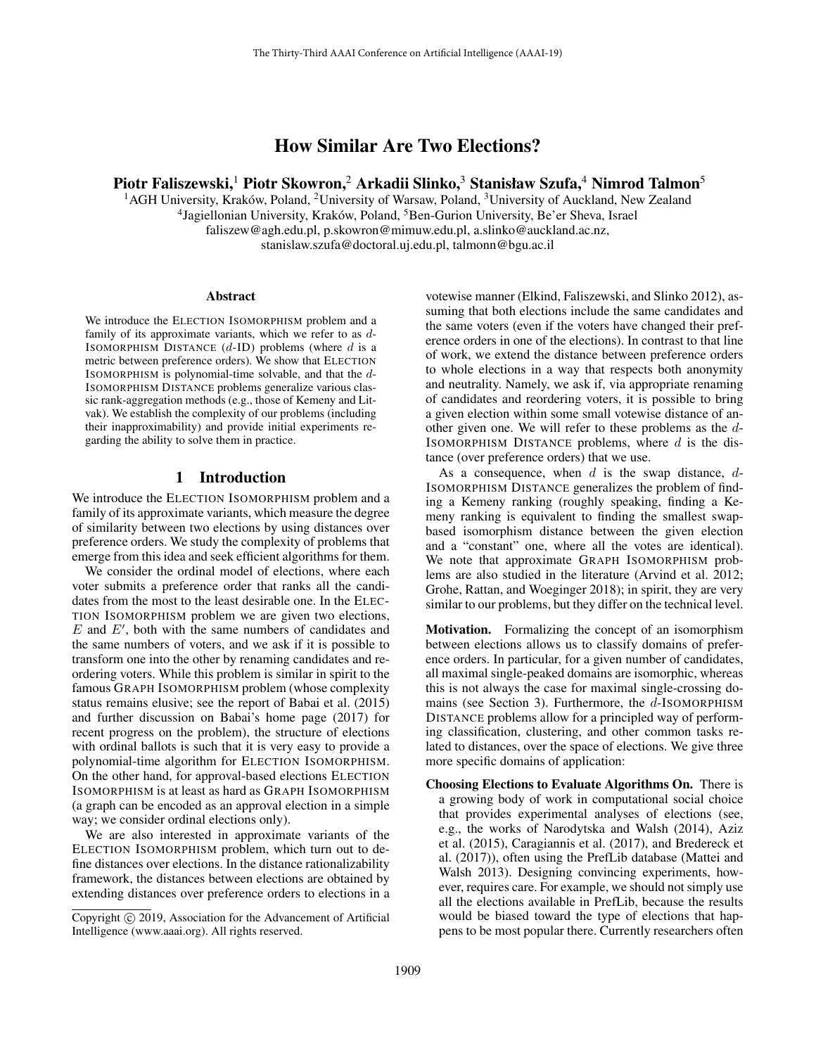# How Similar Are Two Elections?

**Piotr Faliszewski,[1] Piotr Skowron,[2] Arkadii Slinko,[3] Stanisław Szufa,[4] Nimrod Talmon[5]**

[1]AGH University, Kraków, Poland, [2]University of Warsaw, Poland, [3]University of Auckland, New Zealand
[4]Jagiellonian University, Kraków, Poland, [5]Ben-Gurion University, Be'er Sheva, Israel
faliszew@agh.edu.pl, p.skowron@mimuw.edu.pl, a.slinko@auckland.ac.nz,
stanislaw.szufa@doctoral.uj.edu.pl, talmonn@bgu.ac.il

### Abstract

We introduce the ELECTION ISOMORPHISM problem and a family of its approximate variants, which we refer to as $d$-ISOMORPHISM DISTANCE ($d$-ID) problems (where $d$ is a metric between preference orders). We show that ELECTION ISOMORPHISM is polynomial-time solvable, and that the $d$-ISOMORPHISM DISTANCE problems generalize various classic rank-aggregation methods (e.g., those of Kemeny and Litvak). We establish the complexity of our problems (including their inapproximability) and provide initial experiments regarding the ability to solve them in practice.

## 1 Introduction

We introduce the ELECTION ISOMORPHISM problem and a family of its approximate variants, which measure the degree of similarity between two elections by using distances over preference orders. We study the complexity of problems that emerge from this idea and seek efficient algorithms for them.

We consider the ordinal model of elections, where each voter submits a preference order that ranks all the candidates from the most to the least desirable one. In the ELECTION ISOMORPHISM problem we are given two elections, $E$ and $E'$, both with the same numbers of candidates and the same numbers of voters, and we ask if it is possible to transform one into the other by renaming candidates and reordering voters. While this problem is similar in spirit to the famous GRAPH ISOMORPHISM problem (whose complexity status remains elusive; see the report of Babai et al. (2015) and further discussion on Babai's home page (2017) for recent progress on the problem), the structure of elections with ordinal ballots is such that it is very easy to provide a polynomial-time algorithm for ELECTION ISOMORPHISM. On the other hand, for approval-based elections ELECTION ISOMORPHISM is at least as hard as GRAPH ISOMORPHISM (a graph can be encoded as an approval election in a simple way; we consider ordinal elections only).

We are also interested in approximate variants of the ELECTION ISOMORPHISM problem, which turn out to define distances over elections. In the distance rationalizability framework, the distances between elections are obtained by extending distances over preference orders to elections in a votewise manner (Elkind, Faliszewski, and Slinko 2012), assuming that both elections include the same candidates and the same voters (even if the voters have changed their preference orders in one of the elections). In contrast to that line of work, we extend the distance between preference orders to whole elections in a way that respects both anonymity and neutrality. Namely, we ask if, via appropriate renaming of candidates and reordering voters, it is possible to bring a given election within some small votewise distance of another given one. We will refer to these problems as the $d$-ISOMORPHISM DISTANCE problems, where $d$ is the distance (over preference orders) that we use.

As a consequence, when $d$ is the swap distance, $d$-ISOMORPHISM DISTANCE generalizes the problem of finding a Kemeny ranking (roughly speaking, finding a Kemeny ranking is equivalent to finding the smallest swap-based isomorphism distance between the given election and a "constant" one, where all the votes are identical). We note that approximate GRAPH ISOMORPHISM problems are also studied in the literature (Arvind et al. 2012; Grohe, Rattan, and Woeginger 2018); in spirit, they are very similar to our problems, but they differ on the technical level.

**Motivation.** Formalizing the concept of an isomorphism between elections allows us to classify domains of preference orders. In particular, for a given number of candidates, all maximal single-peaked domains are isomorphic, whereas this is not always the case for maximal single-crossing domains (see Section 3). Furthermore, the $d$-ISOMORPHISM DISTANCE problems allow for a principled way of performing classification, clustering, and other common tasks related to distances, over the space of elections. We give three more specific domains of application:

**Choosing Elections to Evaluate Algorithms On.** There is a growing body of work in computational social choice that provides experimental analyses of elections (see, e.g., the works of Narodytska and Walsh (2014), Aziz et al. (2015), Caragiannis et al. (2017), and Bredereck et al. (2017)), often using the PrefLib database (Mattei and Walsh 2013). Designing convincing experiments, however, requires care. For example, we should not simply use all the elections available in PrefLib, because the results would be biased toward the type of elections that happens to be most popular there. Currently researchers often

Copyright © 2019, Association for the Advancement of Artificial Intelligence (www.aaai.org). All rights reserved.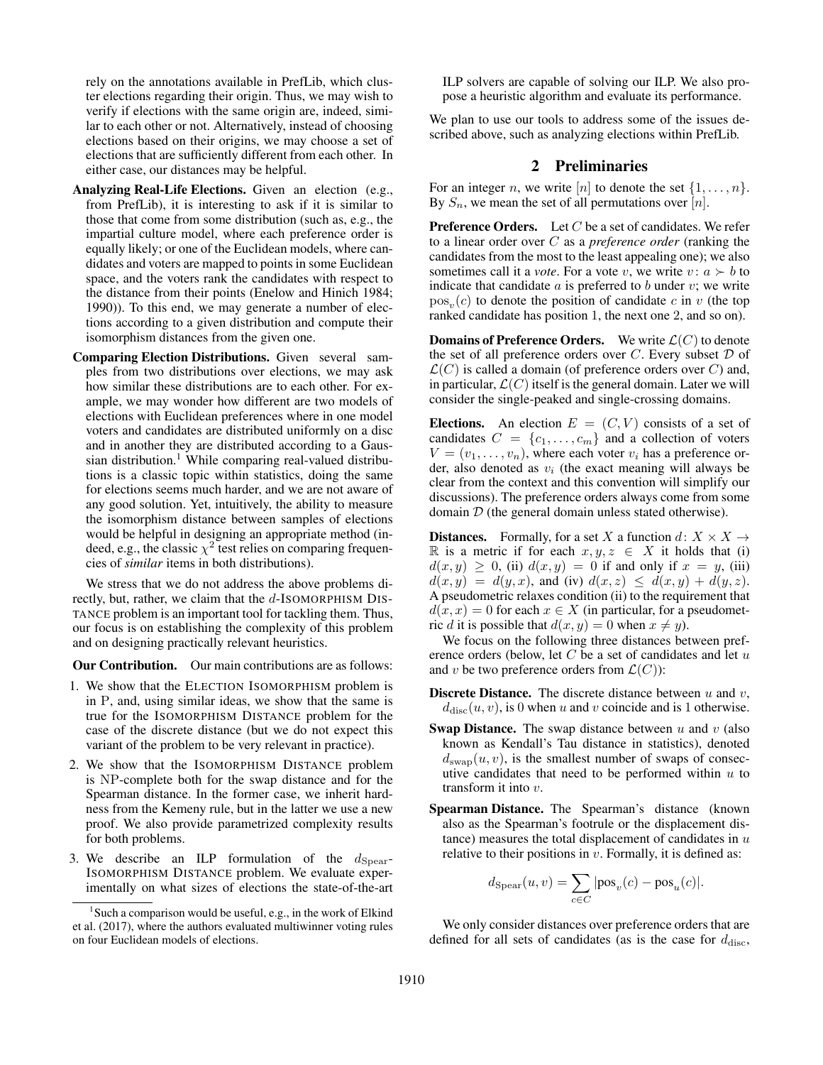rely on the annotations available in PrefLib, which cluster elections regarding their origin. Thus, we may wish to verify if elections with the same origin are, indeed, similar to each other or not. Alternatively, instead of choosing elections based on their origins, we may choose a set of elections that are sufficiently different from each other. In either case, our distances may be helpful.

**Analyzing Real-Life Elections.** Given an election (e.g., from PrefLib), it is interesting to ask if it is similar to those that come from some distribution (such as, e.g., the impartial culture model, where each preference order is equally likely; or one of the Euclidean models, where candidates and voters are mapped to points in some Euclidean space, and the voters rank the candidates with respect to the distance from their points (Enelow and Hinich 1984; 1990)). To this end, we may generate a number of elections according to a given distribution and compute their isomorphism distances from the given one.

**Comparing Election Distributions.** Given several samples from two distributions over elections, we may ask how similar these distributions are to each other. For example, we may wonder how different are two models of elections with Euclidean preferences where in one model voters and candidates are distributed uniformly on a disc and in another they are distributed according to a Gaussian distribution.[1] While comparing real-valued distributions is a classic topic within statistics, doing the same for elections seems much harder, and we are not aware of any good solution. Yet, intuitively, the ability to measure the isomorphism distance between samples of elections would be helpful in designing an appropriate method (indeed, e.g., the classic $\chi^2$ test relies on comparing frequencies of *similar* items in both distributions).

We stress that we do not address the above problems directly, but, rather, we claim that the $d$-ISOMORPHISM DISTANCE problem is an important tool for tackling them. Thus, our focus is on establishing the complexity of this problem and on designing practically relevant heuristics.

**Our Contribution.** Our main contributions are as follows:

1. We show that the ELECTION ISOMORPHISM problem is in P, and, using similar ideas, we show that the same is true for the ISOMORPHISM DISTANCE problem for the case of the discrete distance (but we do not expect this variant of the problem to be very relevant in practice).
2. We show that the ISOMORPHISM DISTANCE problem is NP-complete both for the swap distance and for the Spearman distance. In the former case, we inherit hardness from the Kemeny rule, but in the latter we use a new proof. We also provide parametrized complexity results for both problems.
3. We describe an ILP formulation of the $d_{\mathrm{Spear}}$-ISOMORPHISM DISTANCE problem. We evaluate experimentally on what sizes of elections the state-of-the-art ILP solvers are capable of solving our ILP. We also propose a heuristic algorithm and evaluate its performance.

We plan to use our tools to address some of the issues described above, such as analyzing elections within PrefLib.

[1] Such a comparison would be useful, e.g., in the work of Elkind et al. (2017), where the authors evaluated multiwinner voting rules on four Euclidean models of elections.

## 2 Preliminaries

For an integer $n$, we write $[n]$ to denote the set $\{1, \ldots, n\}$. By $S_n$, we mean the set of all permutations over $[n]$.

**Preference Orders.** Let $C$ be a set of candidates. We refer to a linear order over $C$ as a *preference order* (ranking the candidates from the most to the least appealing one); we also sometimes call it a *vote*. For a vote $v$, we write $v\colon a \succ b$ to indicate that candidate $a$ is preferred to $b$ under $v$; we write $\mathrm{pos}_v(c)$ to denote the position of candidate $c$ in $v$ (the top ranked candidate has position 1, the next one 2, and so on).

**Domains of Preference Orders.** We write $\mathcal{L}(C)$ to denote the set of all preference orders over $C$. Every subset $\mathcal{D}$ of $\mathcal{L}(C)$ is called a domain (of preference orders over $C$) and, in particular, $\mathcal{L}(C)$ itself is the general domain. Later we will consider the single-peaked and single-crossing domains.

**Elections.** An election $E = (C, V)$ consists of a set of candidates $C = \{c_1, \ldots, c_m\}$ and a collection of voters $V = (v_1, \ldots, v_n)$, where each voter $v_i$ has a preference order, also denoted as $v_i$ (the exact meaning will always be clear from the context and this convention will simplify our discussions). The preference orders always come from some domain $\mathcal{D}$ (the general domain unless stated otherwise).

**Distances.** Formally, for a set $X$ a function $d\colon X \times X \to \mathbb{R}$ is a metric if for each $x, y, z \in X$ it holds that (i) $d(x, y) \geq 0$, (ii) $d(x, y) = 0$ if and only if $x = y$, (iii) $d(x, y) = d(y, x)$, and (iv) $d(x, z) \leq d(x, y) + d(y, z)$. A pseudometric relaxes condition (ii) to the requirement that $d(x, x) = 0$ for each $x \in X$ (in particular, for a pseudometric $d$ it is possible that $d(x, y) = 0$ when $x \neq y$).

We focus on the following three distances between preference orders (below, let $C$ be a set of candidates and let $u$ and $v$ be two preference orders from $\mathcal{L}(C)$):

**Discrete Distance.** The discrete distance between $u$ and $v$, $d_{\mathrm{disc}}(u, v)$, is 0 when $u$ and $v$ coincide and is 1 otherwise.

**Swap Distance.** The swap distance between $u$ and $v$ (also known as Kendall's Tau distance in statistics), denoted $d_{\mathrm{swap}}(u, v)$, is the smallest number of swaps of consecutive candidates that need to be performed within $u$ to transform it into $v$.

**Spearman Distance.** The Spearman's distance (known also as the Spearman's footrule or the displacement distance) measures the total displacement of candidates in $u$ relative to their positions in $v$. Formally, it is defined as:

$$d_{\mathrm{Spear}}(u, v) = \sum_{c \in C} |\mathrm{pos}_v(c) - \mathrm{pos}_u(c)|.$$

We only consider distances over preference orders that are defined for all sets of candidates (as is the case for $d_{\mathrm{disc}}$,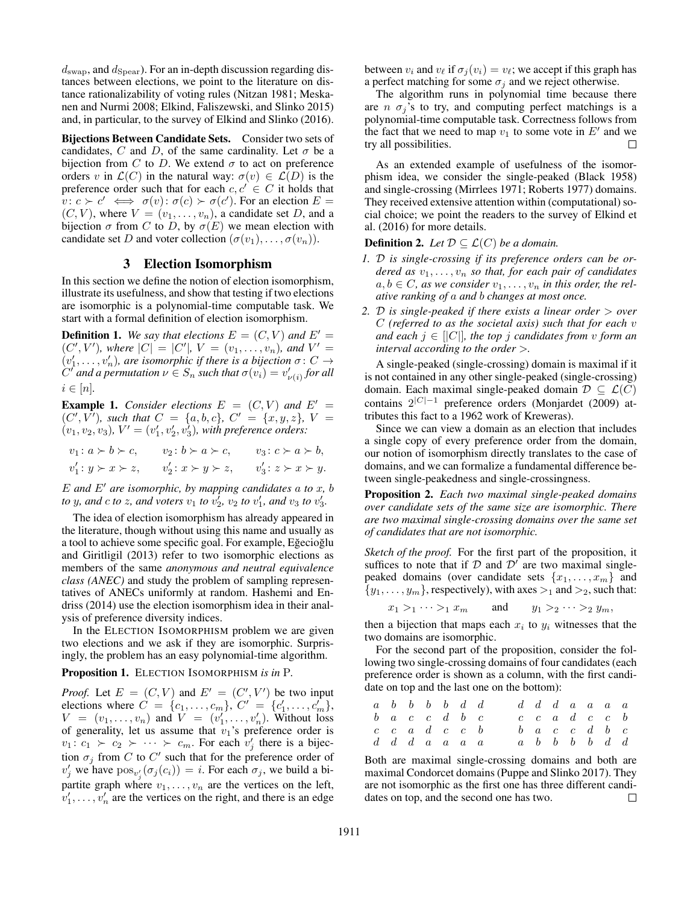$d_{\mathrm{swap}}$, and $d_{\mathrm{Spear}}$). For an in-depth discussion regarding distances between elections, we point to the literature on distance rationalizability of voting rules (Nitzan 1981; Meskanen and Nurmi 2008; Elkind, Faliszewski, and Slinko 2015) and, in particular, to the survey of Elkind and Slinko (2016).

**Bijections Between Candidate Sets.** Consider two sets of candidates, $C$ and $D$, of the same cardinality. Let $\sigma$ be a bijection from $C$ to $D$. We extend $\sigma$ to act on preference orders $v$ in $\mathcal{L}(C)$ in the natural way: $\sigma(v) \in \mathcal{L}(D)$ is the preference order such that for each $c, c' \in C$ it holds that $v\colon c \succ c' \iff \sigma(v)\colon \sigma(c) \succ \sigma(c')$. For an election $E = (C, V)$, where $V = (v_1, \dots, v_n)$, a candidate set $D$, and a bijection $\sigma$ from $C$ to $D$, by $\sigma(E)$ we mean election with candidate set $D$ and voter collection $(\sigma(v_1), \dots, \sigma(v_n))$.

## 3 Election Isomorphism

In this section we define the notion of election isomorphism, illustrate its usefulness, and show that testing if two elections are isomorphic is a polynomial-time computable task. We start with a formal definition of election isomorphism.

**Definition 1.** *We say that elections $E = (C, V)$ and $E' = (C', V')$, where $|C| = |C'|$, $V = (v_1, \dots, v_n)$, and $V' = (v'_1, \dots, v'_n)$, are isomorphic if there is a bijection $\sigma\colon C \to C'$ and a permutation $\nu \in S_n$ such that $\sigma(v_i) = v'_{\nu(i)}$ for all $i \in [n]$.*

**Example 1.** *Consider elections $E = (C, V)$ and $E' = (C', V')$, such that $C = \{a, b, c\}$, $C' = \{x, y, z\}$, $V = (v_1, v_2, v_3)$, $V' = (v'_1, v'_2, v'_3)$, with preference orders:*

$$v_1\colon a \succ b \succ c, \qquad v_2\colon b \succ a \succ c, \qquad v_3\colon c \succ a \succ b,$$
$$v'_1\colon y \succ x \succ z, \qquad v'_2\colon x \succ y \succ z, \qquad v'_3\colon z \succ x \succ y.$$

*$E$ and $E'$ are isomorphic, by mapping candidates $a$ to $x$, $b$ to $y$, and $c$ to $z$, and voters $v_1$ to $v'_2$, $v_2$ to $v'_1$, and $v_3$ to $v'_3$.*

The idea of election isomorphism has already appeared in the literature, though without using this name and usually as a tool to achieve some specific goal. For example, Eğecioğlu and Giritligil (2013) refer to two isomorphic elections as members of the same *anonymous and neutral equivalence class (ANEC)* and study the problem of sampling representatives of ANECs uniformly at random. Hashemi and Endriss (2014) use the election isomorphism idea in their analysis of preference diversity indices.

In the ELECTION ISOMORPHISM problem we are given two elections and we ask if they are isomorphic. Surprisingly, the problem has an easy polynomial-time algorithm.

**Proposition 1.** ELECTION ISOMORPHISM *is in* P.

*Proof.* Let $E = (C, V)$ and $E' = (C', V')$ be two input elections where $C = \{c_1, \dots, c_m\}$, $C' = \{c'_1, \dots, c'_m\}$, $V = (v_1, \dots, v_n)$ and $V' = (v'_1, \dots, v'_n)$. Without loss of generality, let us assume that $v_1$'s preference order is $v_1\colon c_1 \succ c_2 \succ \cdots \succ c_m$. For each $v'_j$ there is a bijection $\sigma_j$ from $C$ to $C'$ such that for the preference order of $v'_j$ we have $\mathrm{pos}_{v'_j}(\sigma_j(c_i)) = i$. For each $\sigma_j$, we build a bipartite graph where $v_1, \dots, v_n$ are the vertices on the left, $v'_1, \dots, v'_n$ are the vertices on the right, and there is an edge between $v_i$ and $v'_\ell$ if $\sigma_j(v_i) = v'_\ell$; we accept if this graph has a perfect matching for some $\sigma_j$ and we reject otherwise.

The algorithm runs in polynomial time because there are $n$ $\sigma_j$'s to try, and computing perfect matchings is a polynomial-time computable task. Correctness follows from the fact that we need to map $v_1$ to some vote in $E'$ and we try all possibilities. $\square$

As an extended example of usefulness of the isomorphism idea, we consider the single-peaked (Black 1958) and single-crossing (Mirrlees 1971; Roberts 1977) domains. They received extensive attention within (computational) social choice; we point the readers to the survey of Elkind et al. (2016) for more details.

**Definition 2.** *Let $\mathcal{D} \subseteq \mathcal{L}(C)$ be a domain.*

1. *$\mathcal{D}$ is single-crossing if its preference orders can be ordered as $v_1, \dots, v_n$ so that, for each pair of candidates $a, b \in C$, as we consider $v_1, \dots, v_n$ in this order, the relative ranking of $a$ and $b$ changes at most once.*
2. *$\mathcal{D}$ is single-peaked if there exists a linear order $>$ over $C$ (referred to as the societal axis) such that for each $v$ and each $j \in [|C|]$, the top $j$ candidates from $v$ form an interval according to the order $>$.*

A single-peaked (single-crossing) domain is maximal if it is not contained in any other single-peaked (single-crossing) domain. Each maximal single-peaked domain $\mathcal{D} \subseteq \mathcal{L}(C)$ contains $2^{|C|-1}$ preference orders (Monjardet (2009) attributes this fact to a 1962 work of Kreweras).

Since we can view a domain as an election that includes a single copy of every preference order from the domain, our notion of isomorphism directly translates to the case of domains, and we can formalize a fundamental difference between single-peakedness and single-crossingness.

**Proposition 2.** *Each two maximal single-peaked domains over candidate sets of the same size are isomorphic. There are two maximal single-crossing domains over the same set of candidates that are not isomorphic.*

*Sketch of the proof.* For the first part of the proposition, it suffices to note that if $\mathcal{D}$ and $\mathcal{D}'$ are two maximal single-peaked domains (over candidate sets $\{x_1, \dots, x_m\}$ and $\{y_1, \dots, y_m\}$, respectively), with axes $>_1$ and $>_2$, such that:

$$x_1 >_1 \cdots >_1 x_m \qquad \text{and} \qquad y_1 >_2 \cdots >_2 y_m,$$

then a bijection that maps each $x_i$ to $y_i$ witnesses that the two domains are isomorphic.

For the second part of the proposition, consider the following two single-crossing domains of four candidates (each preference order is shown as a column, with the first candidate on top and the last one on the bottom):

$$\begin{array}{ccccccc} a & b & b & b & b & d & d \\ b & a & c & c & d & b & c \\ c & c & a & d & c & c & b \\ d & d & d & a & a & a & a \end{array} \qquad \begin{array}{ccccccc} d & d & d & a & a & a & a \\ c & c & a & d & c & c & b \\ b & a & c & c & d & b & c \\ a & b & b & b & b & d & d \end{array}$$

Both are maximal single-crossing domains and both are maximal Condorcet domains (Puppe and Slinko 2017). They are not isomorphic as the first one has three different candidates on top, and the second one has two. $\square$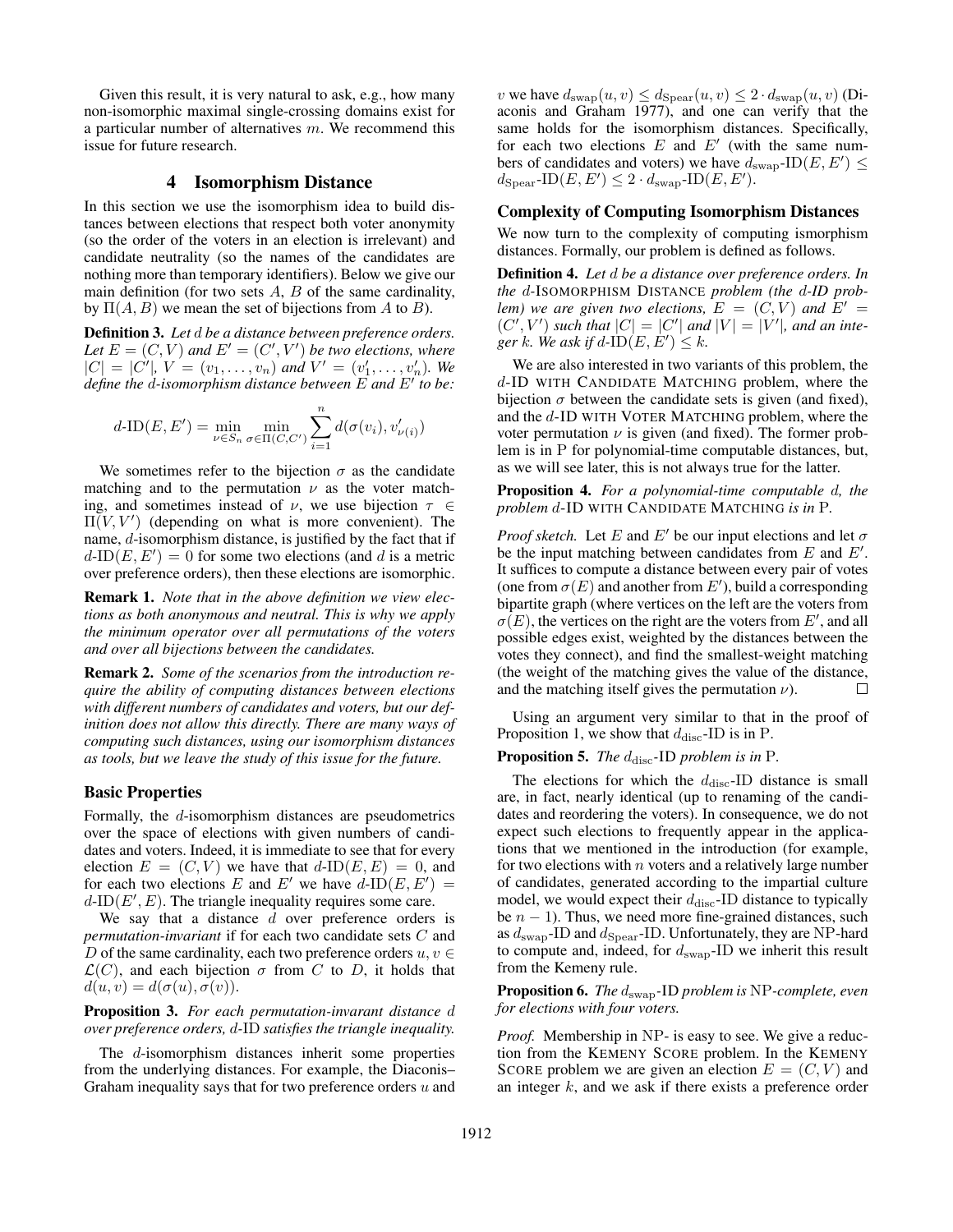Given this result, it is very natural to ask, e.g., how many non-isomorphic maximal single-crossing domains exist for a particular number of alternatives $m$. We recommend this issue for future research.

## 4 Isomorphism Distance

In this section we use the isomorphism idea to build distances between elections that respect both voter anonymity (so the order of the voters in an election is irrelevant) and candidate neutrality (so the names of the candidates are nothing more than temporary identifiers). Below we give our main definition (for two sets $A$, $B$ of the same cardinality, by $\Pi(A, B)$ we mean the set of bijections from $A$ to $B$).

**Definition 3.** *Let $d$ be a distance between preference orders. Let $E = (C, V)$ and $E' = (C', V')$ be two elections, where $|C| = |C'|$, $V = (v_1, \ldots, v_n)$ and $V' = (v'_1, \ldots, v'_n)$. We define the $d$-isomorphism distance between $E$ and $E'$ to be:*

$$d\text{-ID}(E, E') = \min_{\nu \in S_n} \min_{\sigma \in \Pi(C,C')} \sum_{i=1}^{n} d(\sigma(v_i), v'_{\nu(i)})$$

We sometimes refer to the bijection $\sigma$ as the candidate matching and to the permutation $\nu$ as the voter matching, and sometimes instead of $\nu$, we use bijection $\tau \in \Pi(V, V')$ (depending on what is more convenient). The name, $d$-isomorphism distance, is justified by the fact that if $d$-ID$(E, E') = 0$ for some two elections (and $d$ is a metric over preference orders), then these elections are isomorphic.

**Remark 1.** *Note that in the above definition we view elections as both anonymous and neutral. This is why we apply the minimum operator over all permutations of the voters and over all bijections between the candidates.*

**Remark 2.** *Some of the scenarios from the introduction require the ability of computing distances between elections with different numbers of candidates and voters, but our definition does not allow this directly. There are many ways of computing such distances, using our isomorphism distances as tools, but we leave the study of this issue for the future.*

### Basic Properties

Formally, the $d$-isomorphism distances are pseudometrics over the space of elections with given numbers of candidates and voters. Indeed, it is immediate to see that for every election $E = (C, V)$ we have that $d$-ID$(E, E) = 0$, and for each two elections $E$ and $E'$ we have $d$-ID$(E, E') = d$-ID$(E', E)$. The triangle inequality requires some care.

We say that a distance $d$ over preference orders is *permutation-invariant* if for each two candidate sets $C$ and $D$ of the same cardinality, each two preference orders $u, v \in \mathcal{L}(C)$, and each bijection $\sigma$ from $C$ to $D$, it holds that $d(u, v) = d(\sigma(u), \sigma(v))$.

**Proposition 3.** *For each permutation-invarant distance $d$ over preference orders, $d$-ID satisfies the triangle inequality.*

The $d$-isomorphism distances inherit some properties from the underlying distances. For example, the Diaconis–Graham inequality says that for two preference orders $u$ and $v$ we have $d_{\text{swap}}(u, v) \leq d_{\text{Spear}}(u, v) \leq 2 \cdot d_{\text{swap}}(u, v)$ (Diaconis and Graham 1977), and one can verify that the same holds for the isomorphism distances. Specifically, for each two elections $E$ and $E'$ (with the same numbers of candidates and voters) we have $d_{\text{swap}}$-ID$(E, E') \leq d_{\text{Spear}}$-ID$(E, E') \leq 2 \cdot d_{\text{swap}}$-ID$(E, E')$.

### Complexity of Computing Isomorphism Distances

We now turn to the complexity of computing ismorphism distances. Formally, our problem is defined as follows.

**Definition 4.** *Let $d$ be a distance over preference orders. In the $d$-*ISOMORPHISM DISTANCE *problem (the $d$-ID problem) we are given two elections, $E = (C, V)$ and $E' = (C', V')$ such that $|C| = |C'|$ and $|V| = |V'|$, and an integer $k$. We ask if $d$-ID$(E, E') \leq k$.*

We are also interested in two variants of this problem, the $d$-ID WITH CANDIDATE MATCHING problem, where the bijection $\sigma$ between the candidate sets is given (and fixed), and the $d$-ID WITH VOTER MATCHING problem, where the voter permutation $\nu$ is given (and fixed). The former problem is in P for polynomial-time computable distances, but, as we will see later, this is not always true for the latter.

**Proposition 4.** *For a polynomial-time computable $d$, the problem $d$-ID WITH CANDIDATE MATCHING is in* P.

*Proof sketch.* Let $E$ and $E'$ be our input elections and let $\sigma$ be the input matching between candidates from $E$ and $E'$. It suffices to compute a distance between every pair of votes (one from $\sigma(E)$ and another from $E'$), build a corresponding bipartite graph (where vertices on the left are the voters from $\sigma(E)$, the vertices on the right are the voters from $E'$, and all possible edges exist, weighted by the distances between the votes they connect), and find the smallest-weight matching (the weight of the matching gives the value of the distance, and the matching itself gives the permutation $\nu$). □

Using an argument very similar to that in the proof of Proposition 1, we show that $d_{\text{disc}}$-ID is in P.

**Proposition 5.** *The $d_{\text{disc}}$-ID problem is in* P.

The elections for which the $d_{\text{disc}}$-ID distance is small are, in fact, nearly identical (up to renaming of the candidates and reordering the voters). In consequence, we do not expect such elections to frequently appear in the applications that we mentioned in the introduction (for example, for two elections with $n$ voters and a relatively large number of candidates, generated according to the impartial culture model, we would expect their $d_{\text{disc}}$-ID distance to typically be $n - 1$). Thus, we need more fine-grained distances, such as $d_{\text{swap}}$-ID and $d_{\text{Spear}}$-ID. Unfortunately, they are NP-hard to compute and, indeed, for $d_{\text{swap}}$-ID we inherit this result from the Kemeny rule.

**Proposition 6.** *The $d_{\text{swap}}$-ID problem is* NP*-complete, even for elections with four voters.*

*Proof.* Membership in NP- is easy to see. We give a reduction from the KEMENY SCORE problem. In the KEMENY SCORE problem we are given an election $E = (C, V)$ and an integer $k$, and we ask if there exists a preference order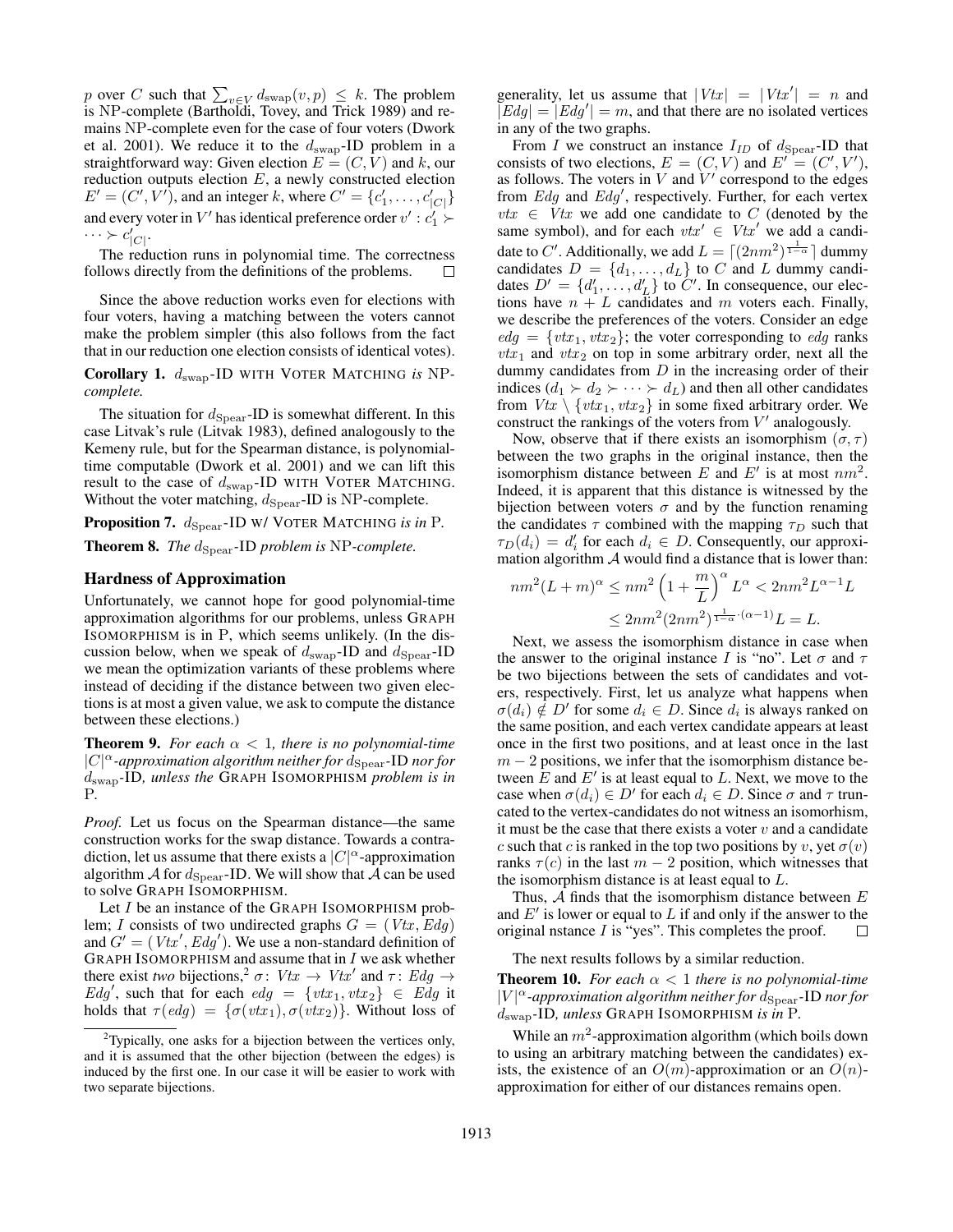$p$ over $C$ such that $\sum_{v \in V} d_{\mathrm{swap}}(v, p) \leq k$. The problem is NP-complete (Bartholdi, Tovey, and Trick 1989) and remains NP-complete even for the case of four voters (Dwork et al. 2001). We reduce it to the $d_{\mathrm{swap}}$-ID problem in a straightforward way: Given election $E = (C, V)$ and $k$, our reduction outputs election $E$, a newly constructed election $E' = (C', V')$, and an integer $k$, where $C' = \{c'_1, \ldots, c'_{|C|}\}$ and every voter in $V'$ has identical preference order $v' : c'_1 \succ \cdots \succ c'_{|C|}$.

The reduction runs in polynomial time. The correctness follows directly from the definitions of the problems. $\square$

Since the above reduction works even for elections with four voters, having a matching between the voters cannot make the problem simpler (this also follows from the fact that in our reduction one election consists of identical votes).

**Corollary 1.** *$d_{\mathrm{swap}}$-ID WITH VOTER MATCHING is NP-complete.*

The situation for $d_{\mathrm{Spear}}$-ID is somewhat different. In this case Litvak's rule (Litvak 1983), defined analogously to the Kemeny rule, but for the Spearman distance, is polynomial-time computable (Dwork et al. 2001) and we can lift this result to the case of $d_{\mathrm{swap}}$-ID WITH VOTER MATCHING. Without the voter matching, $d_{\mathrm{Spear}}$-ID is NP-complete.

**Proposition 7.** *$d_{\mathrm{Spear}}$-ID W/ VOTER MATCHING is in P.*

**Theorem 8.** *The $d_{\mathrm{Spear}}$-ID problem is NP-complete.*

## Hardness of Approximation

Unfortunately, we cannot hope for good polynomial-time approximation algorithms for our problems, unless GRAPH ISOMORPHISM is in P, which seems unlikely. (In the discussion below, when we speak of $d_{\mathrm{swap}}$-ID and $d_{\mathrm{Spear}}$-ID we mean the optimization variants of these problems where instead of deciding if the distance between two given elections is at most a given value, we ask to compute the distance between these elections.)

**Theorem 9.** *For each $\alpha < 1$, there is no polynomial-time $|C|^\alpha$-approximation algorithm neither for $d_{\mathrm{Spear}}$-ID nor for $d_{\mathrm{swap}}$-ID, unless the GRAPH ISOMORPHISM problem is in P.*

*Proof.* Let us focus on the Spearman distance—the same construction works for the swap distance. Towards a contradiction, let us assume that there exists a $|C|^\alpha$-approximation algorithm $\mathcal{A}$ for $d_{\mathrm{Spear}}$-ID. We will show that $\mathcal{A}$ can be used to solve GRAPH ISOMORPHISM.

Let $I$ be an instance of the GRAPH ISOMORPHISM problem; $I$ consists of two undirected graphs $G = (Vtx, Edg)$ and $G' = (Vtx', Edg')$. We use a non-standard definition of GRAPH ISOMORPHISM and assume that in $I$ we ask whether there exist *two* bijections,[2] $\sigma\colon Vtx \to Vtx'$ and $\tau\colon Edg \to Edg'$, such that for each $edg = \{vtx_1, vtx_2\} \in Edg$ it holds that $\tau(edg) = \{\sigma(vtx_1), \sigma(vtx_2)\}$. Without loss of generality, let us assume that $|Vtx| = |Vtx'| = n$ and $|Edg| = |Edg'| = m$, and that there are no isolated vertices in any of the two graphs.

From $I$ we construct an instance $I_{ID}$ of $d_{\mathrm{Spear}}$-ID that consists of two elections, $E = (C, V)$ and $E' = (C', V')$, as follows. The voters in $V$ and $V'$ correspond to the edges from $Edg$ and $Edg'$, respectively. Further, for each vertex $vtx \in Vtx$ we add one candidate to $C$ (denoted by the same symbol), and for each $vtx' \in Vtx'$ we add a candidate to $C'$. Additionally, we add $L = \lceil (2nm^2)^{\frac{1}{1-\alpha}} \rceil$ dummy candidates $D = \{d_1, \ldots, d_L\}$ to $C$ and $L$ dummy candidates $D' = \{d'_1, \ldots, d'_L\}$ to $C'$. In consequence, our elections have $n + L$ candidates and $m$ voters each. Finally, we describe the preferences of the voters. Consider an edge $edg = \{vtx_1, vtx_2\}$; the voter corresponding to $edg$ ranks $vtx_1$ and $vtx_2$ on top in some arbitrary order, next all the dummy candidates from $D$ in the increasing order of their indices ($d_1 \succ d_2 \succ \cdots \succ d_L$) and then all other candidates from $Vtx \setminus \{vtx_1, vtx_2\}$ in some fixed arbitrary order. We construct the rankings of the voters from $V'$ analogously.

Now, observe that if there exists an isomorphism $(\sigma, \tau)$ between the two graphs in the original instance, then the isomorphism distance between $E$ and $E'$ is at most $nm^2$. Indeed, it is apparent that this distance is witnessed by the bijection between voters $\sigma$ and by the function renaming the candidates $\tau$ combined with the mapping $\tau_D$ such that $\tau_D(d_i) = d'_i$ for each $d_i \in D$. Consequently, our approximation algorithm $\mathcal{A}$ would find a distance that is lower than:

$$nm^2(L+m)^\alpha \leq nm^2\left(1 + \frac{m}{L}\right)^\alpha L^\alpha < 2nm^2 L^{\alpha-1} L$$
$$\leq 2nm^2(2nm^2)^{\frac{1}{1-\alpha}\cdot(\alpha-1)} L = L.$$

Next, we assess the isomorphism distance in case when the answer to the original instance $I$ is "no". Let $\sigma$ and $\tau$ be two bijections between the sets of candidates and voters, respectively. First, let us analyze what happens when $\sigma(d_i) \notin D'$ for some $d_i \in D$. Since $d_i$ is always ranked on the same position, and each vertex candidate appears at least once in the first two positions, and at least once in the last $m - 2$ positions, we infer that the isomorphism distance between $E$ and $E'$ is at least equal to $L$. Next, we move to the case when $\sigma(d_i) \in D'$ for each $d_i \in D$. Since $\sigma$ and $\tau$ truncated to the vertex-candidates do not witness an isomorhism, it must be the case that there exists a voter $v$ and a candidate $c$ such that $c$ is ranked in the top two positions by $v$, yet $\sigma(v)$ ranks $\tau(c)$ in the last $m - 2$ position, which witnesses that the isomorphism distance is at least equal to $L$.

Thus, $\mathcal{A}$ finds that the isomorphism distance between $E$ and $E'$ is lower or equal to $L$ if and only if the answer to the original nstance $I$ is "yes". This completes the proof. $\square$

The next results follows by a similar reduction.

**Theorem 10.** *For each $\alpha < 1$ there is no polynomial-time $|V|^\alpha$-approximation algorithm neither for $d_{\mathrm{Spear}}$-ID nor for $d_{\mathrm{swap}}$-ID, unless GRAPH ISOMORPHISM is in P.*

While an $m^2$-approximation algorithm (which boils down to using an arbitrary matching between the candidates) exists, the existence of an $O(m)$-approximation or an $O(n)$-approximation for either of our distances remains open.

[2] Typically, one asks for a bijection between the vertices only, and it is assumed that the other bijection (between the edges) is induced by the first one. In our case it will be easier to work with two separate bijections.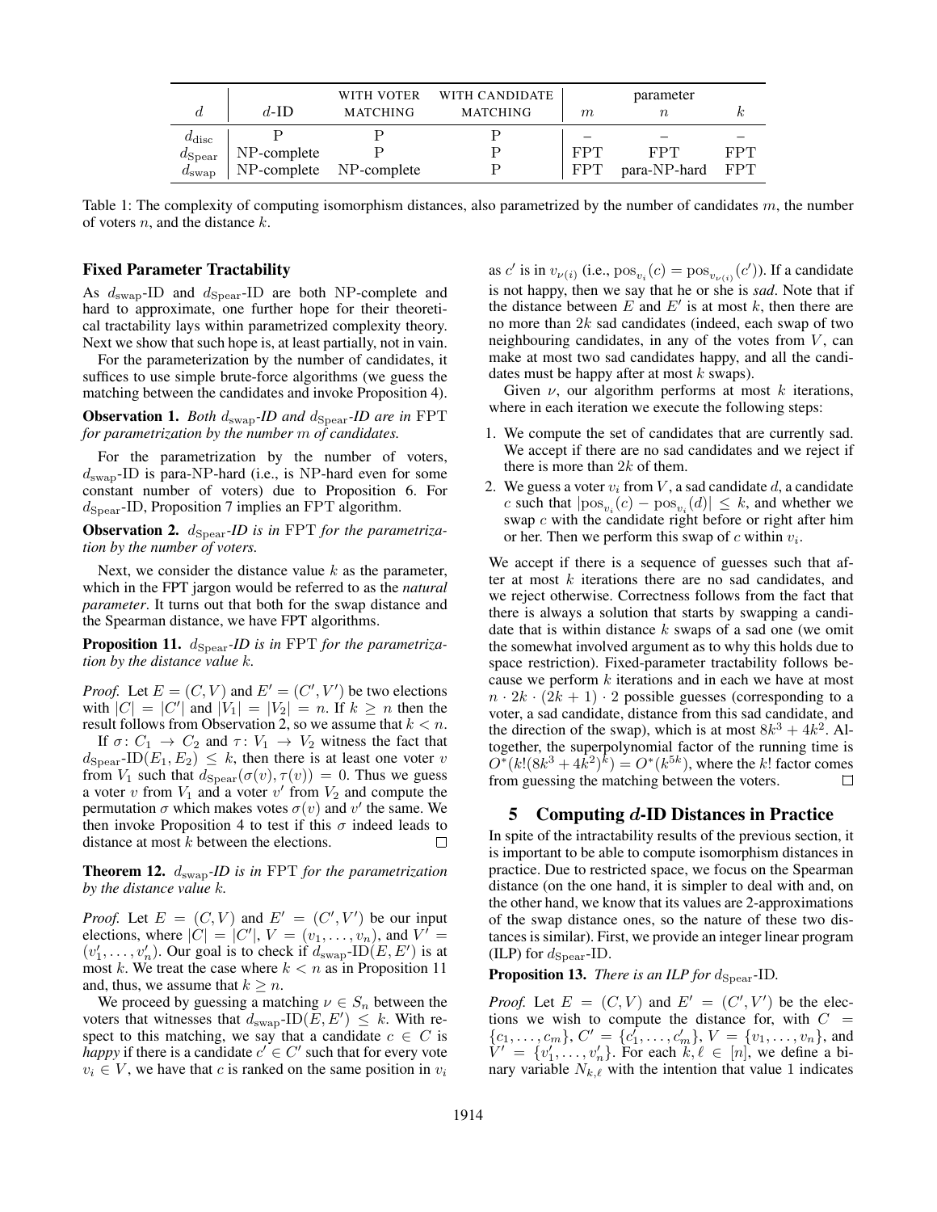| $d$ | $d$-ID | WITH VOTER MATCHING | WITH CANDIDATE MATCHING | parameter $m$ | $n$ | $k$ |
|---|---|---|---|---|---|---|
| $d_{\text{disc}}$ | P | P | P | – | – | – |
| $d_{\text{Spear}}$ | NP-complete | P | P | FPT | FPT | FPT |
| $d_{\text{swap}}$ | NP-complete | NP-complete | P | FPT | para-NP-hard | FPT |

Table 1: The complexity of computing isomorphism distances, also parametrized by the number of candidates $m$, the number of voters $n$, and the distance $k$.

### Fixed Parameter Tractability

As $d_{\text{swap}}$-ID and $d_{\text{Spear}}$-ID are both NP-complete and hard to approximate, one further hope for their theoretical tractability lays within parametrized complexity theory. Next we show that such hope is, at least partially, not in vain.

For the parameterization by the number of candidates, it suffices to use simple brute-force algorithms (we guess the matching between the candidates and invoke Proposition 4).

**Observation 1.** *Both $d_{\text{swap}}$-ID and $d_{\text{Spear}}$-ID are in* FPT *for parametrization by the number $m$ of candidates.*

For the parametrization by the number of voters, $d_{\text{swap}}$-ID is para-NP-hard (i.e., is NP-hard even for some constant number of voters) due to Proposition 6. For $d_{\text{Spear}}$-ID, Proposition 7 implies an FPT algorithm.

**Observation 2.** *$d_{\text{Spear}}$-ID is in* FPT *for the parametrization by the number of voters.*

Next, we consider the distance value $k$ as the parameter, which in the FPT jargon would be referred to as the *natural parameter*. It turns out that both for the swap distance and the Spearman distance, we have FPT algorithms.

**Proposition 11.** *$d_{\text{Spear}}$-ID is in* FPT *for the parametrization by the distance value $k$.*

*Proof.* Let $E = (C, V)$ and $E' = (C', V')$ be two elections with $|C| = |C'|$ and $|V_1| = |V_2| = n$. If $k \geq n$ then the result follows from Observation 2, so we assume that $k < n$.

If $\sigma \colon C_1 \to C_2$ and $\tau \colon V_1 \to V_2$ witness the fact that $d_{\text{Spear}}\text{-ID}(E_1, E_2) \leq k$, then there is at least one voter $v$ from $V_1$ such that $d_{\text{Spear}}(\sigma(v), \tau(v)) = 0$. Thus we guess a voter $v$ from $V_1$ and a voter $v'$ from $V_2$ and compute the permutation $\sigma$ which makes votes $\sigma(v)$ and $v'$ the same. We then invoke Proposition 4 to test if this $\sigma$ indeed leads to distance at most $k$ between the elections. □

**Theorem 12.** *$d_{\text{swap}}$-ID is in* FPT *for the parametrization by the distance value $k$.*

*Proof.* Let $E = (C, V)$ and $E' = (C', V')$ be our input elections, where $|C| = |C'|$, $V = (v_1, \dots, v_n)$, and $V' = (v'_1, \dots, v'_n)$. Our goal is to check if $d_{\text{swap}}\text{-ID}(E, E')$ is at most $k$. We treat the case where $k < n$ as in Proposition 11 and, thus, we assume that $k \geq n$.

We proceed by guessing a matching $\nu \in S_n$ between the voters that witnesses that $d_{\text{swap}}\text{-ID}(E, E') \leq k$. With respect to this matching, we say that a candidate $c \in C$ is *happy* if there is a candidate $c' \in C'$ such that for every vote $v_i \in V$, we have that $c$ is ranked on the same position in $v_i$ as $c'$ is in $v_{\nu(i)}$ (i.e., $\text{pos}_{v_i}(c) = \text{pos}_{v_{\nu(i)}}(c')$). If a candidate is not happy, then we say that he or she is *sad*. Note that if the distance between $E$ and $E'$ is at most $k$, then there are no more than $2k$ sad candidates (indeed, each swap of two neighbouring candidates, in any of the votes from $V$, can make at most two sad candidates happy, and all the candidates must be happy after at most $k$ swaps).

Given $\nu$, our algorithm performs at most $k$ iterations, where in each iteration we execute the following steps:

1. We compute the set of candidates that are currently sad. We accept if there are no sad candidates and we reject if there is more than $2k$ of them.
2. We guess a voter $v_i$ from $V$, a sad candidate $d$, a candidate $c$ such that $|\text{pos}_{v_i}(c) - \text{pos}_{v_i}(d)| \leq k$, and whether we swap $c$ with the candidate right before or right after him or her. Then we perform this swap of $c$ within $v_i$.

We accept if there is a sequence of guesses such that after at most $k$ iterations there are no sad candidates, and we reject otherwise. Correctness follows from the fact that there is always a solution that starts by swapping a candidate that is within distance $k$ swaps of a sad one (we omit the somewhat involved argument as to why this holds due to space restriction). Fixed-parameter tractability follows because we perform $k$ iterations and in each we have at most $n \cdot 2k \cdot (2k + 1) \cdot 2$ possible guesses (corresponding to a voter, a sad candidate, distance from this sad candidate, and the direction of the swap), which is at most $8k^3 + 4k^2$. Altogether, the superpolynomial factor of the running time is $O^*(k!(8k^3 + 4k^2)^k) = O^*(k^{5k})$, where the $k!$ factor comes from guessing the matching between the voters. □

## 5 Computing $d$-ID Distances in Practice

In spite of the intractability results of the previous section, it is important to be able to compute isomorphism distances in practice. Due to restricted space, we focus on the Spearman distance (on the one hand, it is simpler to deal with and, on the other hand, we know that its values are 2-approximations of the swap distance ones, so the nature of these two distances is similar). First, we provide an integer linear program (ILP) for $d_{\text{Spear}}$-ID.

**Proposition 13.** *There is an ILP for $d_{\text{Spear}}$-ID.*

*Proof.* Let $E = (C, V)$ and $E' = (C', V')$ be the elections we wish to compute the distance for, with $C = \{c_1, \dots, c_m\}$, $C' = \{c'_1, \dots, c'_m\}$, $V = \{v_1, \dots, v_n\}$, and $V' = \{v'_1, \dots, v'_n\}$. For each $k, \ell \in [n]$, we define a binary variable $N_{k,\ell}$ with the intention that value 1 indicates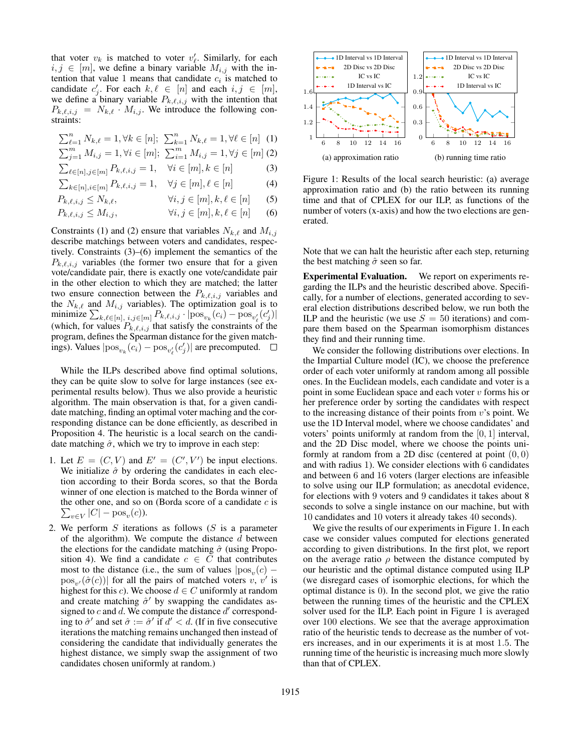that voter $v_k$ is matched to voter $v'_\ell$. Similarly, for each $i, j \in [m]$, we define a binary variable $M_{i,j}$ with the intention that value 1 means that candidate $c_i$ is matched to candidate $c'_j$. For each $k, \ell \in [n]$ and each $i, j \in [m]$, we define a binary variable $P_{k,\ell,i,j}$ with the intention that $P_{k,\ell,i,j} = N_{k,\ell} \cdot M_{i,j}$. We introduce the following constraints:

$$\textstyle\sum_{\ell=1}^{n} N_{k,\ell} = 1, \forall k \in [n]; \ \sum_{k=1}^{n} N_{k,\ell} = 1, \forall \ell \in [n] \quad (1)$$

$$\textstyle\sum_{j=1}^{m} M_{i,j} = 1, \forall i \in [m]; \ \sum_{i=1}^{m} M_{i,j} = 1, \forall j \in [m] \quad (2)$$

$$\textstyle\sum_{\ell \in [n], j \in [m]} P_{k,\ell,i,j} = 1, \quad \forall i \in [m], k \in [n] \quad (3)$$

$$\textstyle\sum_{k \in [n], i \in [m]} P_{k,\ell,i,j} = 1, \quad \forall j \in [m], \ell \in [n] \quad (4)$$

$$P_{k,\ell,i,j} \leq N_{k,\ell}, \quad \forall i, j \in [m], k, \ell \in [n] \quad (5)$$

$$P_{k,\ell,i,j} \leq M_{i,j}, \quad \forall i, j \in [m], k, \ell \in [n] \quad (6)$$

Constraints (1) and (2) ensure that variables $N_{k,\ell}$ and $M_{i,j}$ describe matchings between voters and candidates, respectively. Constraints (3)–(6) implement the semantics of the $P_{k,\ell,i,j}$ variables (the former two ensure that for a given vote/candidate pair, there is exactly one vote/candidate pair in the other election to which they are matched; the latter two ensure connection between the $P_{k,\ell,i,j}$ variables and the $N_{k,\ell}$ and $M_{i,j}$ variables). The optimization goal is to minimize $\sum_{k,\ell \in [n],\, i,j \in [m]} P_{k,\ell,i,j} \cdot |\mathrm{pos}_{v_k}(c_i) - \mathrm{pos}_{v'_\ell}(c'_j)|$ (which, for values $P_{k,\ell,i,j}$ that satisfy the constraints of the program, defines the Spearman distance for the given matchings). Values $|\mathrm{pos}_{v_k}(c_i) - \mathrm{pos}_{v'_\ell}(c'_j)|$ are precomputed. □

While the ILPs described above find optimal solutions, they can be quite slow to solve for large instances (see experimental results below). Thus we also provide a heuristic algorithm. The main observation is that, for a given candidate matching, finding an optimal voter maching and the corresponding distance can be done efficiently, as described in Proposition 4. The heuristic is a local search on the candidate matching $\hat{\sigma}$, which we try to improve in each step:

1. Let $E = (C, V)$ and $E' = (C', V')$ be input elections. We initialize $\hat{\sigma}$ by ordering the candidates in each election according to their Borda scores, so that the Borda winner of one election is matched to the Borda winner of the other one, and so on (Borda score of a candidate $c$ is $\sum_{v \in V} |C| - \mathrm{pos}_v(c)$).
2. We perform $S$ iterations as follows ($S$ is a parameter of the algorithm). We compute the distance $d$ between the elections for the candidate matching $\hat{\sigma}$ (using Proposition 4). We find a candidate $c \in C$ that contributes most to the distance (i.e., the sum of values $|\mathrm{pos}_v(c) - \mathrm{pos}_{v'}(\hat{\sigma}(c))|$ for all the pairs of matched voters $v$, $v'$ is highest for this $c$). We choose $d \in C$ uniformly at random and create matching $\hat{\sigma}'$ by swapping the candidates assigned to $c$ and $d$. We compute the distance $d'$ corresponding to $\hat{\sigma}'$ and set $\hat{\sigma} := \hat{\sigma}'$ if $d' < d$. (If in five consecutive iterations the matching remains unchanged then instead of considering the candidate that individually generates the highest distance, we simply swap the assignment of two candidates chosen uniformly at random.)

Figure 1: Results of the local search heuristic: (a) average approximation ratio and (b) the ratio between its running time and that of CPLEX for our ILP, as functions of the number of voters (x-axis) and how the two elections are generated.

Note that we can halt the heuristic after each step, returning the best matching $\hat{\sigma}$ seen so far.

**Experimental Evaluation.** We report on experiments regarding the ILPs and the heuristic described above. Specifically, for a number of elections, generated according to several election distributions described below, we run both the ILP and the heuristic (we use $S = 50$ iterations) and compare them based on the Spearman isomorphism distances they find and their running time.

We consider the following distributions over elections. In the Impartial Culture model (IC), we choose the preference order of each voter uniformly at random among all possible ones. In the Euclidean models, each candidate and voter is a point in some Euclidean space and each voter $v$ forms his or her preference order by sorting the candidates with respect to the increasing distance of their points from $v$'s point. We use the 1D Interval model, where we choose candidates' and voters' points uniformly at random from the $[0, 1]$ interval, and the 2D Disc model, where we choose the points uniformly at random from a 2D disc (centered at point $(0, 0)$ and with radius 1). We consider elections with 6 candidates and between 6 and 16 voters (larger elections are infeasible to solve using our ILP formulation; as anecdotal evidence, for elections with 9 voters and 9 candidates it takes about 8 seconds to solve a single instance on our machine, but with 10 candidates and 10 voters it already takes 40 seconds).

We give the results of our experiments in Figure 1. In each case we consider values computed for elections generated according to given distributions. In the first plot, we report on the average ratio $\rho$ between the distance computed by our heuristic and the optimal distance computed using ILP (we disregard cases of isomorphic elections, for which the optimal distance is 0). In the second plot, we give the ratio between the running times of the heuristic and the CPLEX solver used for the ILP. Each point in Figure 1 is averaged over 100 elections. We see that the average approximation ratio of the heuristic tends to decrease as the number of voters increases, and in our experiments it is at most 1.5. The running time of the heuristic is increasing much more slowly than that of CPLEX.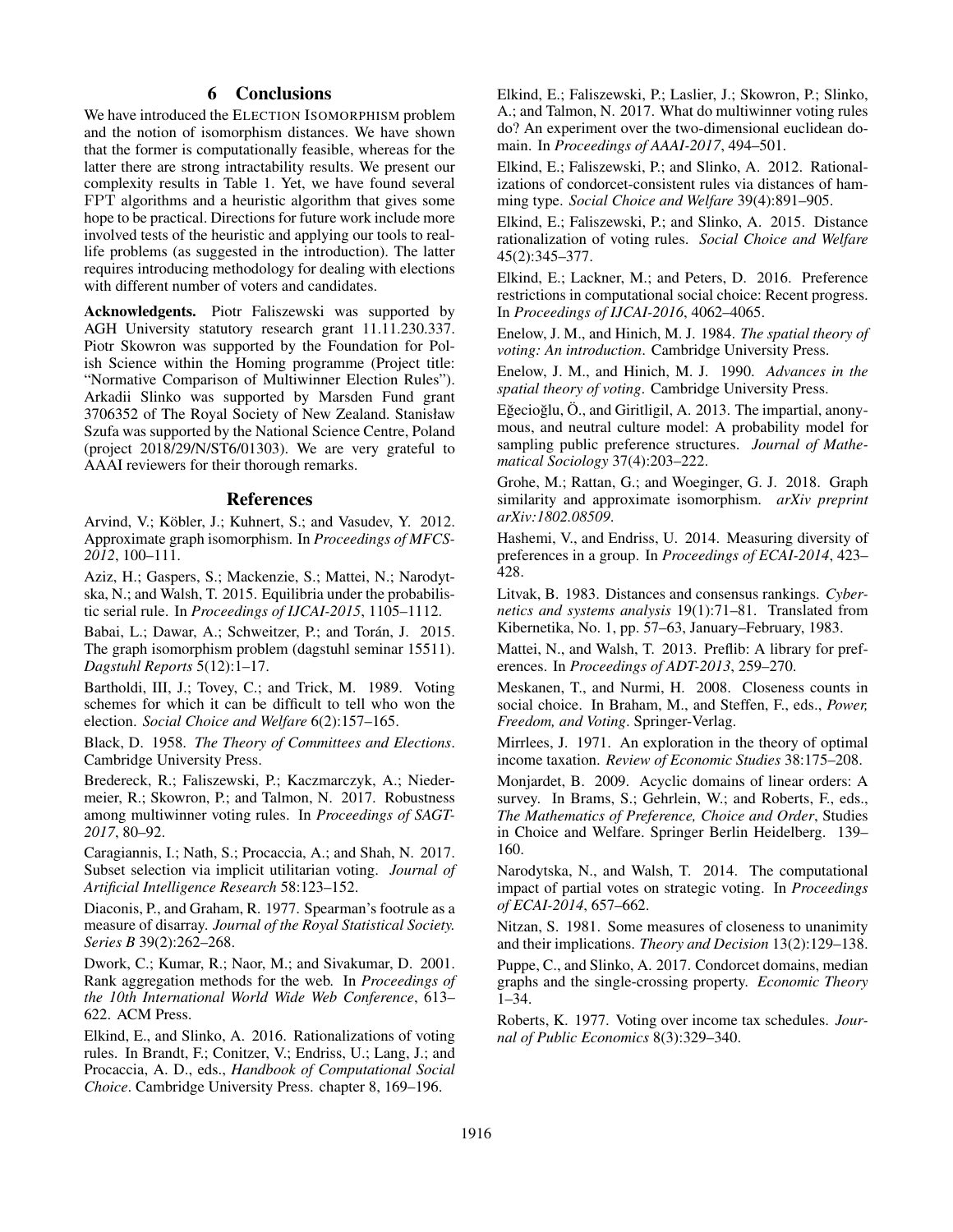## 6 Conclusions

We have introduced the ELECTION ISOMORPHISM problem and the notion of isomorphism distances. We have shown that the former is computationally feasible, whereas for the latter there are strong intractability results. We present our complexity results in Table 1. Yet, we have found several FPT algorithms and a heuristic algorithm that gives some hope to be practical. Directions for future work include more involved tests of the heuristic and applying our tools to real-life problems (as suggested in the introduction). The latter requires introducing methodology for dealing with elections with different number of voters and candidates.

**Acknowledgents.** Piotr Faliszewski was supported by AGH University statutory research grant 11.11.230.337. Piotr Skowron was supported by the Foundation for Polish Science within the Homing programme (Project title: "Normative Comparison of Multiwinner Election Rules"). Arkadii Slinko was supported by Marsden Fund grant 3706352 of The Royal Society of New Zealand. Stanisław Szufa was supported by the National Science Centre, Poland (project 2018/29/N/ST6/01303). We are very grateful to AAAI reviewers for their thorough remarks.

## References

Arvind, V.; Köbler, J.; Kuhnert, S.; and Vasudev, Y. 2012. Approximate graph isomorphism. In *Proceedings of MFCS-2012*, 100–111.

Aziz, H.; Gaspers, S.; Mackenzie, S.; Mattei, N.; Narodytska, N.; and Walsh, T. 2015. Equilibria under the probabilistic serial rule. In *Proceedings of IJCAI-2015*, 1105–1112.

Babai, L.; Dawar, A.; Schweitzer, P.; and Torán, J. 2015. The graph isomorphism problem (dagstuhl seminar 15511). *Dagstuhl Reports* 5(12):1–17.

Bartholdi, III, J.; Tovey, C.; and Trick, M. 1989. Voting schemes for which it can be difficult to tell who won the election. *Social Choice and Welfare* 6(2):157–165.

Black, D. 1958. *The Theory of Committees and Elections*. Cambridge University Press.

Bredereck, R.; Faliszewski, P.; Kaczmarczyk, A.; Niedermeier, R.; Skowron, P.; and Talmon, N. 2017. Robustness among multiwinner voting rules. In *Proceedings of SAGT-2017*, 80–92.

Caragiannis, I.; Nath, S.; Procaccia, A.; and Shah, N. 2017. Subset selection via implicit utilitarian voting. *Journal of Artificial Intelligence Research* 58:123–152.

Diaconis, P., and Graham, R. 1977. Spearman's footrule as a measure of disarray. *Journal of the Royal Statistical Society. Series B* 39(2):262–268.

Dwork, C.; Kumar, R.; Naor, M.; and Sivakumar, D. 2001. Rank aggregation methods for the web. In *Proceedings of the 10th International World Wide Web Conference*, 613–622. ACM Press.

Elkind, E., and Slinko, A. 2016. Rationalizations of voting rules. In Brandt, F.; Conitzer, V.; Endriss, U.; Lang, J.; and Procaccia, A. D., eds., *Handbook of Computational Social Choice*. Cambridge University Press. chapter 8, 169–196.

Elkind, E.; Faliszewski, P.; Laslier, J.; Skowron, P.; Slinko, A.; and Talmon, N. 2017. What do multiwinner voting rules do? An experiment over the two-dimensional euclidean domain. In *Proceedings of AAAI-2017*, 494–501.

Elkind, E.; Faliszewski, P.; and Slinko, A. 2012. Rationalizations of condorcet-consistent rules via distances of hamming type. *Social Choice and Welfare* 39(4):891–905.

Elkind, E.; Faliszewski, P.; and Slinko, A. 2015. Distance rationalization of voting rules. *Social Choice and Welfare* 45(2):345–377.

Elkind, E.; Lackner, M.; and Peters, D. 2016. Preference restrictions in computational social choice: Recent progress. In *Proceedings of IJCAI-2016*, 4062–4065.

Enelow, J. M., and Hinich, M. J. 1984. *The spatial theory of voting: An introduction*. Cambridge University Press.

Enelow, J. M., and Hinich, M. J. 1990. *Advances in the spatial theory of voting*. Cambridge University Press.

Eğecioğlu, Ö., and Giritligil, A. 2013. The impartial, anonymous, and neutral culture model: A probability model for sampling public preference structures. *Journal of Mathematical Sociology* 37(4):203–222.

Grohe, M.; Rattan, G.; and Woeginger, G. J. 2018. Graph similarity and approximate isomorphism. *arXiv preprint arXiv:1802.08509*.

Hashemi, V., and Endriss, U. 2014. Measuring diversity of preferences in a group. In *Proceedings of ECAI-2014*, 423–428.

Litvak, B. 1983. Distances and consensus rankings. *Cybernetics and systems analysis* 19(1):71–81. Translated from Kibernetika, No. 1, pp. 57–63, January–February, 1983.

Mattei, N., and Walsh, T. 2013. Preflib: A library for preferences. In *Proceedings of ADT-2013*, 259–270.

Meskanen, T., and Nurmi, H. 2008. Closeness counts in social choice. In Braham, M., and Steffen, F., eds., *Power, Freedom, and Voting*. Springer-Verlag.

Mirrlees, J. 1971. An exploration in the theory of optimal income taxation. *Review of Economic Studies* 38:175–208.

Monjardet, B. 2009. Acyclic domains of linear orders: A survey. In Brams, S.; Gehrlein, W.; and Roberts, F., eds., *The Mathematics of Preference, Choice and Order*, Studies in Choice and Welfare. Springer Berlin Heidelberg. 139–160.

Narodytska, N., and Walsh, T. 2014. The computational impact of partial votes on strategic voting. In *Proceedings of ECAI-2014*, 657–662.

Nitzan, S. 1981. Some measures of closeness to unanimity and their implications. *Theory and Decision* 13(2):129–138.

Puppe, C., and Slinko, A. 2017. Condorcet domains, median graphs and the single-crossing property. *Economic Theory* 1–34.

Roberts, K. 1977. Voting over income tax schedules. *Journal of Public Economics* 8(3):329–340.